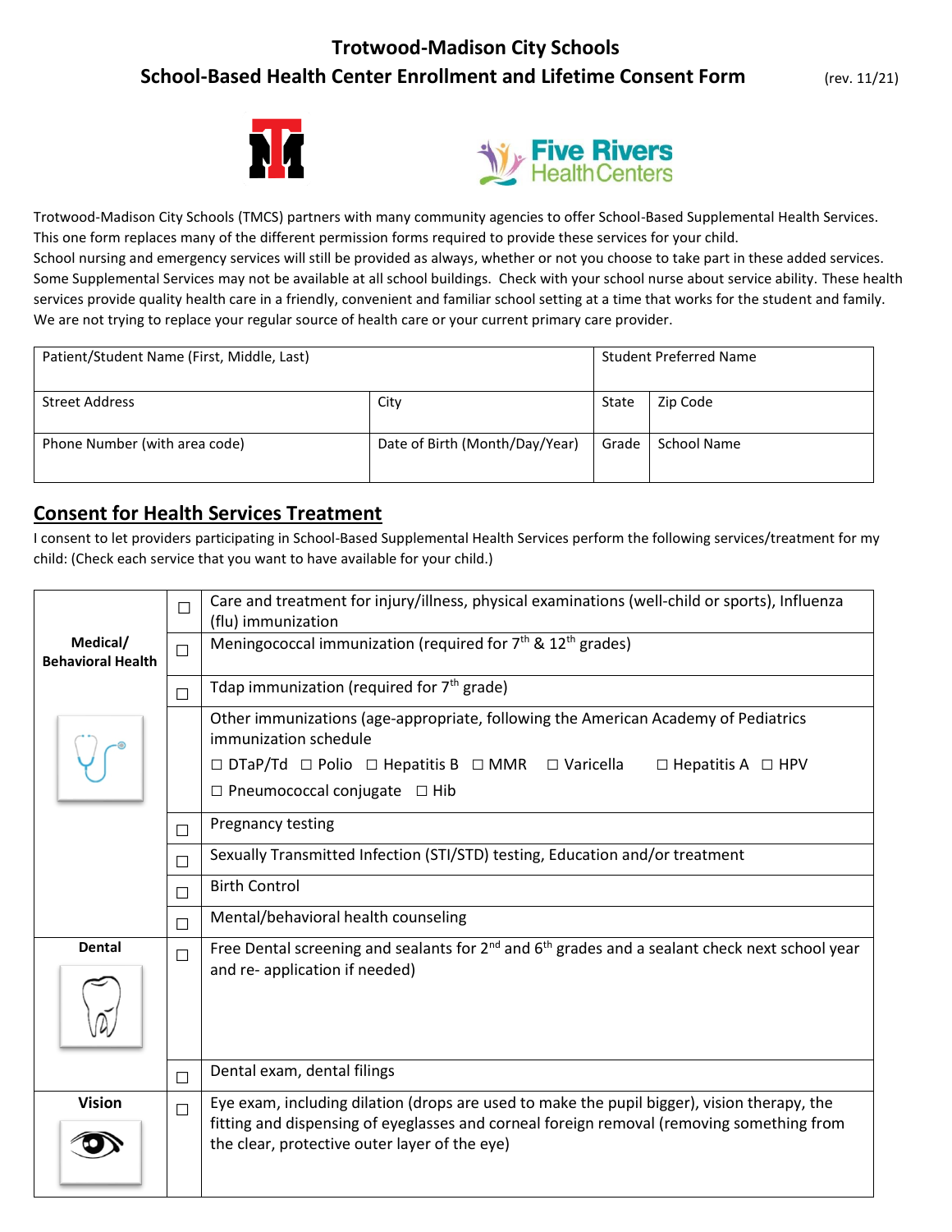# Trotwood-Madison City Schools

## School-Based Health Center Enrollment and Lifetime Consent Form

(rev. 11/21)

Trotwood-Madison City Schools (TMCS) partners with many community agencies to offer School-Based Supplemental Health Services. This one form replaces many of the different permission forms required to provide these services for your child.
School nursing and emergency services will still be provided as always, whether or not you choose to take part in these added services. Some Supplemental Services may not be available at all school buildings. Check with your school nurse about service ability. These health services provide quality health care in a friendly, convenient and familiar school setting at a time that works for the student and family. We are not trying to replace your regular source of health care or your current primary care provider.

| Patient/Student Name (First, Middle, Last) | | Student Preferred Name | |
|---|---|---|---|
| Street Address | City | State | Zip Code |
| Phone Number (with area code) | Date of Birth (Month/Day/Year) | Grade | School Name |

## Consent for Health Services Treatment

I consent to let providers participating in School-Based Supplemental Health Services perform the following services/treatment for my child: (Check each service that you want to have available for your child.)

| | | |
|---|---|---|
| **Medical/ Behavioral Health** | ☐ | Care and treatment for injury/illness, physical examinations (well-child or sports), Influenza (flu) immunization |
| | ☐ | Meningococcal immunization (required for 7th & 12th grades) |
| | ☐ | Tdap immunization (required for 7th grade) |
| | | Other immunizations (age-appropriate, following the American Academy of Pediatrics immunization schedule ☐ DTaP/Td ☐ Polio ☐ Hepatitis B ☐ MMR ☐ Varicella ☐ Hepatitis A ☐ HPV ☐ Pneumococcal conjugate ☐ Hib |
| | ☐ | Pregnancy testing |
| | ☐ | Sexually Transmitted Infection (STI/STD) testing, Education and/or treatment |
| | ☐ | Birth Control |
| | ☐ | Mental/behavioral health counseling |
| **Dental** | ☐ | Free Dental screening and sealants for 2nd and 6th grades and a sealant check next school year and re- application if needed) |
| | ☐ | Dental exam, dental filings |
| **Vision** | ☐ | Eye exam, including dilation (drops are used to make the pupil bigger), vision therapy, the fitting and dispensing of eyeglasses and corneal foreign removal (removing something from the clear, protective outer layer of the eye) |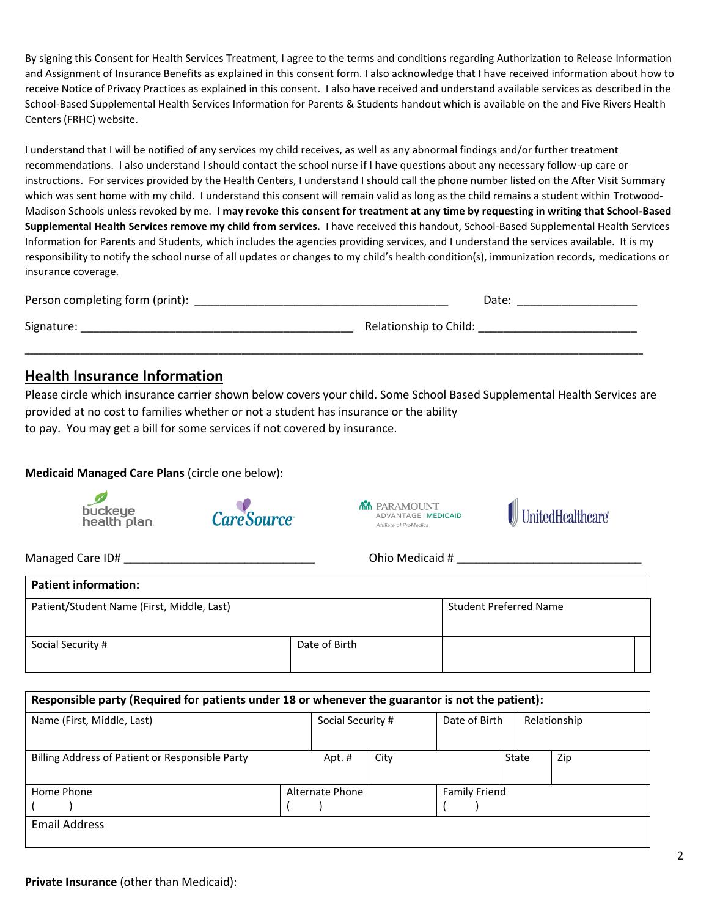By signing this Consent for Health Services Treatment, I agree to the terms and conditions regarding Authorization to Release Information and Assignment of Insurance Benefits as explained in this consent form. I also acknowledge that I have received information about how to receive Notice of Privacy Practices as explained in this consent. I also have received and understand available services as described in the School-Based Supplemental Health Services Information for Parents & Students handout which is available on the and Five Rivers Health Centers (FRHC) website.

I understand that I will be notified of any services my child receives, as well as any abnormal findings and/or further treatment recommendations. I also understand I should contact the school nurse if I have questions about any necessary follow-up care or instructions. For services provided by the Health Centers, I understand I should call the phone number listed on the After Visit Summary which was sent home with my child. I understand this consent will remain valid as long as the child remains a student within Trotwood-Madison Schools unless revoked by me. **I may revoke this consent for treatment at any time by requesting in writing that School-Based Supplemental Health Services remove my child from services.** I have received this handout, School-Based Supplemental Health Services Information for Parents and Students, which includes the agencies providing services, and I understand the services available. It is my responsibility to notify the school nurse of all updates or changes to my child's health condition(s), immunization records, medications or insurance coverage.

Person completing form (print): ________________________________________ Date: ___________________

Signature: ____________________________________________ Relationship to Child: _________________________

---

## Health Insurance Information

Please circle which insurance carrier shown below covers your child. Some School Based Supplemental Health Services are provided at no cost to families whether or not a student has insurance or the ability to pay. You may get a bill for some services if not covered by insurance.

**Medicaid Managed Care Plans** (circle one below):

buckeye health plan | CareSource | PARAMOUNT ADVANTAGE | MEDICAID Affiliate of ProMedica | UnitedHealthcare

Managed Care ID# ______________________________ Ohio Medicaid # _____________________________

| **Patient information:** | | |
|---|---|---|
| Patient/Student Name (First, Middle, Last) | | Student Preferred Name |
| Social Security # | Date of Birth | |

| **Responsible party (Required for patients under 18 or whenever the guarantor is not the patient):** | | | | | | |
|---|---|---|---|---|---|---|
| Name (First, Middle, Last) | | Social Security # | Date of Birth | | Relationship | |
| Billing Address of Patient or Responsible Party | Apt. # | City | | State | | Zip |
| Home Phone<br>( ) | | Alternate Phone<br>( ) | Family Friend<br>( ) | | | |
| Email Address | | | | | | |

**Private Insurance** (other than Medicaid):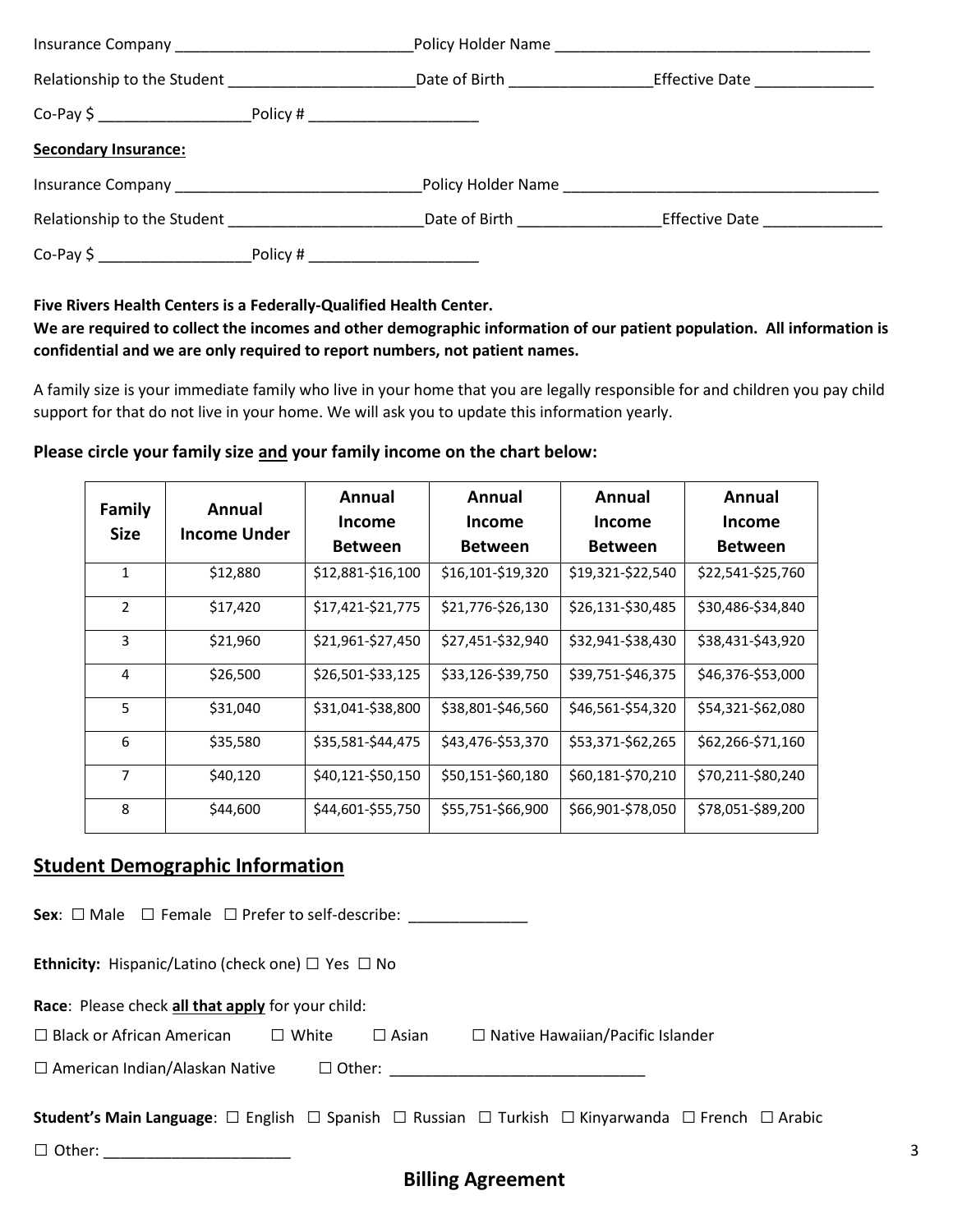Insurance Company ____________________________ Policy Holder Name ______________________________________

Relationship to the Student ______________________ Date of Birth ________________ Effective Date ______________

Co-Pay $ __________________ Policy # ____________________

**Secondary Insurance:**

Insurance Company _____________________________ Policy Holder Name _____________________________________

Relationship to the Student _______________________ Date of Birth ________________ Effective Date ______________

Co-Pay $ __________________ Policy # ____________________

**Five Rivers Health Centers is a Federally-Qualified Health Center.**
**We are required to collect the incomes and other demographic information of our patient population. All information is confidential and we are only required to report numbers, not patient names.**

A family size is your immediate family who live in your home that you are legally responsible for and children you pay child support for that do not live in your home. We will ask you to update this information yearly.

**Please circle your family size and your family income on the chart below:**

| Family Size | Annual Income Under | Annual Income Between | Annual Income Between | Annual Income Between | Annual Income Between |
|---|---|---|---|---|---|
| 1 | $12,880 | $12,881-$16,100 | $16,101-$19,320 | $19,321-$22,540 | $22,541-$25,760 |
| 2 | $17,420 | $17,421-$21,775 | $21,776-$26,130 | $26,131-$30,485 | $30,486-$34,840 |
| 3 | $21,960 | $21,961-$27,450 | $27,451-$32,940 | $32,941-$38,430 | $38,431-$43,920 |
| 4 | $26,500 | $26,501-$33,125 | $33,126-$39,750 | $39,751-$46,375 | $46,376-$53,000 |
| 5 | $31,040 | $31,041-$38,800 | $38,801-$46,560 | $46,561-$54,320 | $54,321-$62,080 |
| 6 | $35,580 | $35,581-$44,475 | $43,476-$53,370 | $53,371-$62,265 | $62,266-$71,160 |
| 7 | $40,120 | $40,121-$50,150 | $50,151-$60,180 | $60,181-$70,210 | $70,211-$80,240 |
| 8 | $44,600 | $44,601-$55,750 | $55,751-$66,900 | $66,901-$78,050 | $78,051-$89,200 |

## Student Demographic Information

**Sex**: ☐ Male ☐ Female ☐ Prefer to self-describe: ______________

**Ethnicity:** Hispanic/Latino (check one) ☐ Yes ☐ No

**Race**: Please check **all that apply** for your child:

☐ Black or African American ☐ White ☐ Asian ☐ Native Hawaiian/Pacific Islander

☐ American Indian/Alaskan Native ☐ Other: ______________________________

**Student's Main Language**: ☐ English ☐ Spanish ☐ Russian ☐ Turkish ☐ Kinyarwanda ☐ French ☐ Arabic

☐ Other: ______________________

## Billing Agreement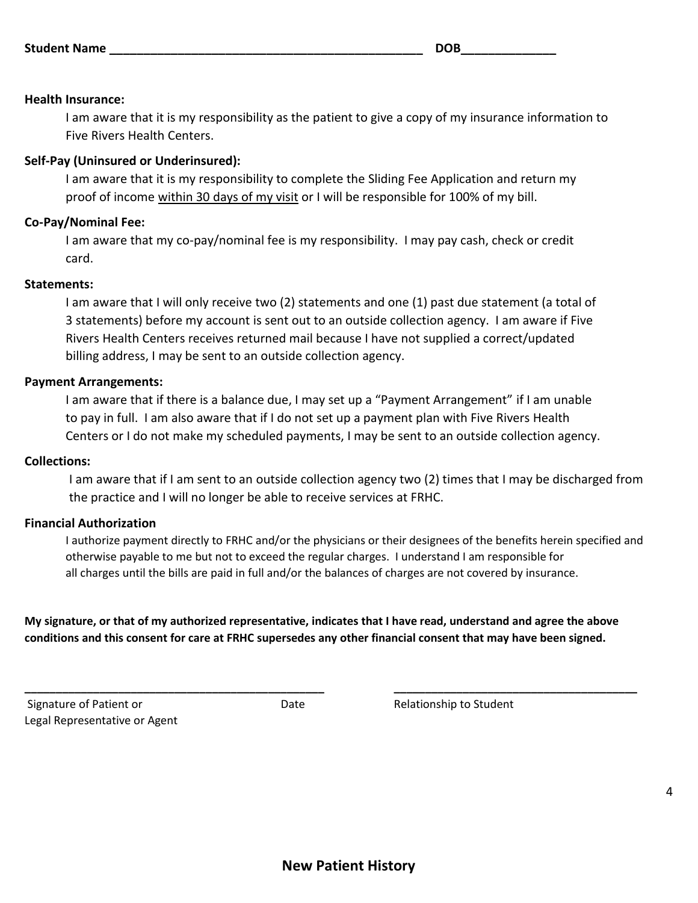**Student Name** ______________________________________________ **DOB**_____________

**Health Insurance:**

I am aware that it is my responsibility as the patient to give a copy of my insurance information to Five Rivers Health Centers.

**Self-Pay (Uninsured or Underinsured):**

I am aware that it is my responsibility to complete the Sliding Fee Application and return my proof of income within 30 days of my visit or I will be responsible for 100% of my bill.

**Co-Pay/Nominal Fee:**

I am aware that my co-pay/nominal fee is my responsibility. I may pay cash, check or credit card.

**Statements:**

I am aware that I will only receive two (2) statements and one (1) past due statement (a total of 3 statements) before my account is sent out to an outside collection agency. I am aware if Five Rivers Health Centers receives returned mail because I have not supplied a correct/updated billing address, I may be sent to an outside collection agency.

**Payment Arrangements:**

I am aware that if there is a balance due, I may set up a "Payment Arrangement" if I am unable to pay in full. I am also aware that if I do not set up a payment plan with Five Rivers Health Centers or I do not make my scheduled payments, I may be sent to an outside collection agency.

**Collections:**

I am aware that if I am sent to an outside collection agency two (2) times that I may be discharged from the practice and I will no longer be able to receive services at FRHC.

**Financial Authorization**

I authorize payment directly to FRHC and/or the physicians or their designees of the benefits herein specified and otherwise payable to me but not to exceed the regular charges. I understand I am responsible for all charges until the bills are paid in full and/or the balances of charges are not covered by insurance.

**My signature, or that of my authorized representative, indicates that I have read, understand and agree the above conditions and this consent for care at FRHC supersedes any other financial consent that may have been signed.**

______________________________________________ ______________________________________

Signature of Patient or Legal Representative or Agent | Date | Relationship to Student

## New Patient History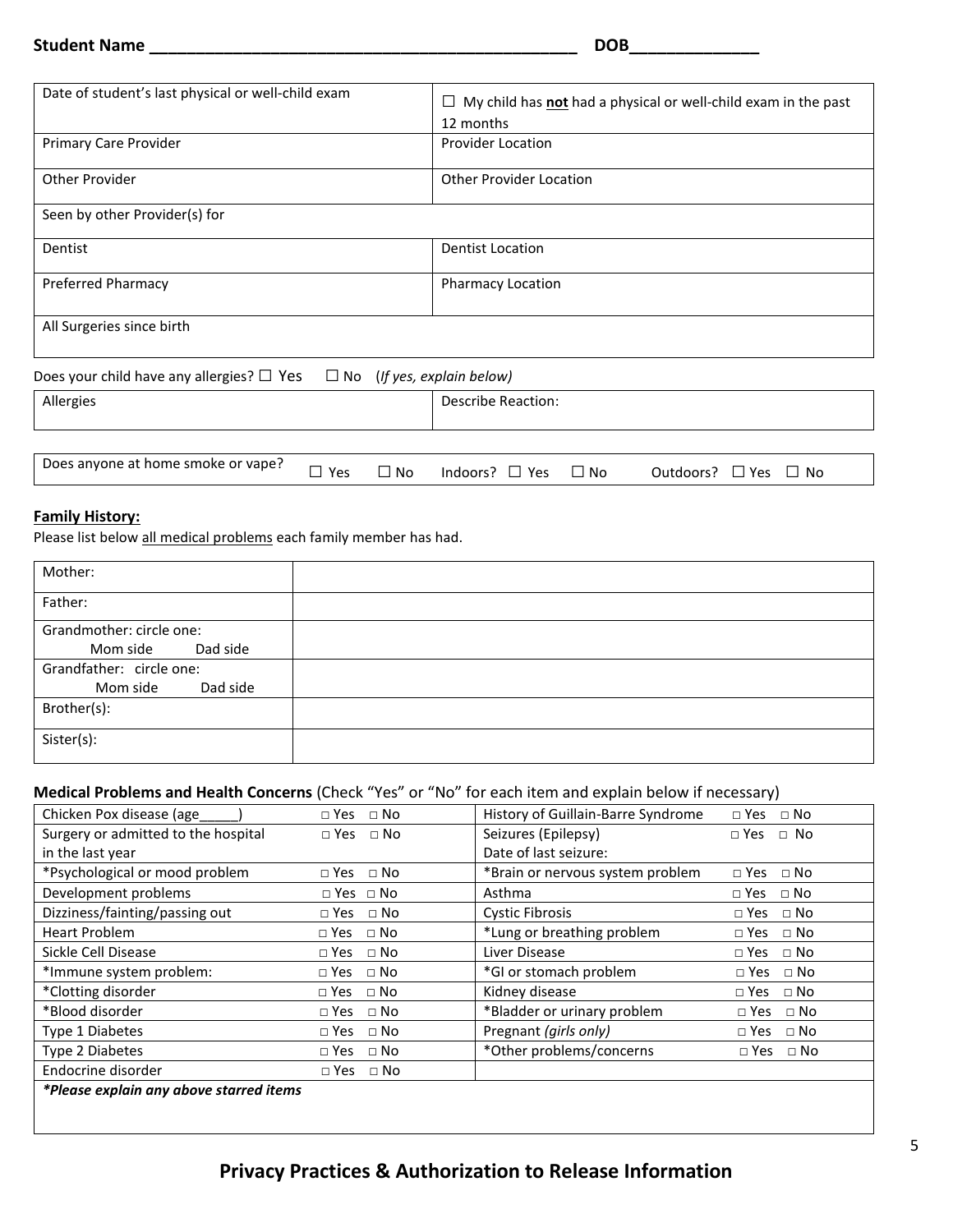**Student Name ______________________________________________ DOB_____________**

| Date of student's last physical or well-child exam | ☐ My child has **not** had a physical or well-child exam in the past 12 months |
|---|---|
| Primary Care Provider | Provider Location |
| Other Provider | Other Provider Location |
| Seen by other Provider(s) for | |
| Dentist | Dentist Location |
| Preferred Pharmacy | Pharmacy Location |
| All Surgeries since birth | |

Does your child have any allergies? ☐ Yes ☐ No (*If yes, explain below)*

| Allergies | Describe Reaction: |
|---|---|

| Does anyone at home smoke or vape? | ☐ Yes ☐ No | Indoors? ☐ Yes ☐ No | Outdoors? ☐ Yes ☐ No |
|---|---|---|---|

**Family History:**

Please list below all medical problems each family member has had.

| Mother: | |
|---|---|
| Father: | |
| Grandmother: circle one: Mom side Dad side | |
| Grandfather: circle one: Mom side Dad side | |
| Brother(s): | |
| Sister(s): | |

**Medical Problems and Health Concerns** (Check "Yes" or "No" for each item and explain below if necessary)

| | | | |
|---|---|---|---|
| Chicken Pox disease (age_____) | □ Yes □ No | History of Guillain-Barre Syndrome | □ Yes □ No |
| Surgery or admitted to the hospital in the last year | □ Yes □ No | Seizures (Epilepsy) Date of last seizure: | □ Yes □ No |
| *Psychological or mood problem | □ Yes □ No | *Brain or nervous system problem | □ Yes □ No |
| Development problems | □ Yes □ No | Asthma | □ Yes □ No |
| Dizziness/fainting/passing out | □ Yes □ No | Cystic Fibrosis | □ Yes □ No |
| Heart Problem | □ Yes □ No | *Lung or breathing problem | □ Yes □ No |
| Sickle Cell Disease | □ Yes □ No | Liver Disease | □ Yes □ No |
| *Immune system problem: | □ Yes □ No | *GI or stomach problem | □ Yes □ No |
| *Clotting disorder | □ Yes □ No | Kidney disease | □ Yes □ No |
| *Blood disorder | □ Yes □ No | *Bladder or urinary problem | □ Yes □ No |
| Type 1 Diabetes | □ Yes □ No | Pregnant *(girls only)* | □ Yes □ No |
| Type 2 Diabetes | □ Yes □ No | *Other problems/concerns | □ Yes □ No |
| Endocrine disorder | □ Yes □ No | | |

***Please explain any above starred items***

## Privacy Practices & Authorization to Release Information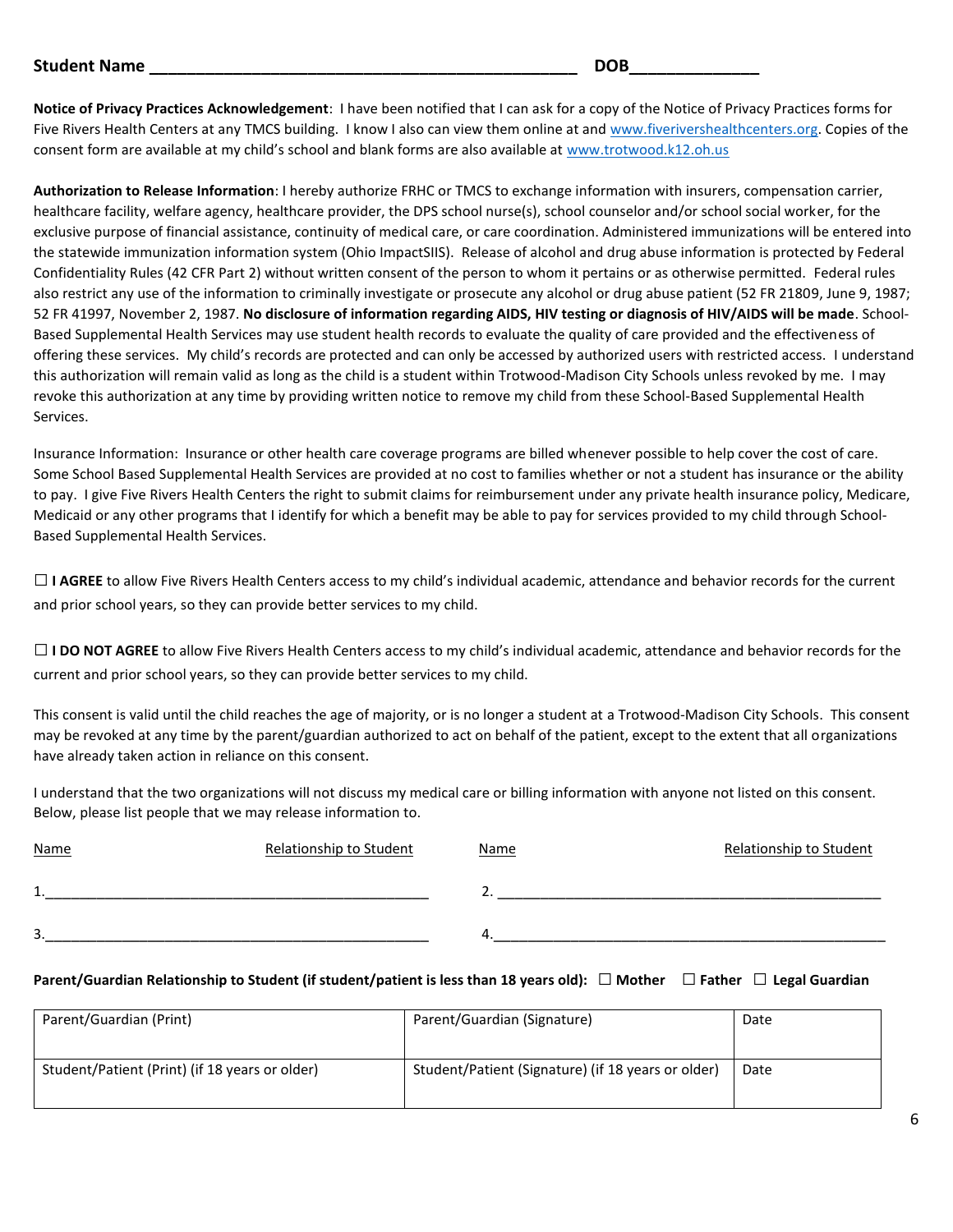**Student Name** ______________________________________________ **DOB**_____________

**Notice of Privacy Practices Acknowledgement**: I have been notified that I can ask for a copy of the Notice of Privacy Practices forms for Five Rivers Health Centers at any TMCS building. I know I also can view them online at and www.fiverivershealthcenters.org. Copies of the consent form are available at my child's school and blank forms are also available at www.trotwood.k12.oh.us

**Authorization to Release Information**: I hereby authorize FRHC or TMCS to exchange information with insurers, compensation carrier, healthcare facility, welfare agency, healthcare provider, the DPS school nurse(s), school counselor and/or school social worker, for the exclusive purpose of financial assistance, continuity of medical care, or care coordination. Administered immunizations will be entered into the statewide immunization information system (Ohio ImpactSIIS). Release of alcohol and drug abuse information is protected by Federal Confidentiality Rules (42 CFR Part 2) without written consent of the person to whom it pertains or as otherwise permitted. Federal rules also restrict any use of the information to criminally investigate or prosecute any alcohol or drug abuse patient (52 FR 21809, June 9, 1987; 52 FR 41997, November 2, 1987. **No disclosure of information regarding AIDS, HIV testing or diagnosis of HIV/AIDS will be made**. School-Based Supplemental Health Services may use student health records to evaluate the quality of care provided and the effectiveness of offering these services. My child's records are protected and can only be accessed by authorized users with restricted access. I understand this authorization will remain valid as long as the child is a student within Trotwood-Madison City Schools unless revoked by me. I may revoke this authorization at any time by providing written notice to remove my child from these School-Based Supplemental Health Services.

Insurance Information: Insurance or other health care coverage programs are billed whenever possible to help cover the cost of care. Some School Based Supplemental Health Services are provided at no cost to families whether or not a student has insurance or the ability to pay. I give Five Rivers Health Centers the right to submit claims for reimbursement under any private health insurance policy, Medicare, Medicaid or any other programs that I identify for which a benefit may be able to pay for services provided to my child through School-Based Supplemental Health Services.

☐ **I AGREE** to allow Five Rivers Health Centers access to my child's individual academic, attendance and behavior records for the current and prior school years, so they can provide better services to my child.

☐ **I DO NOT AGREE** to allow Five Rivers Health Centers access to my child's individual academic, attendance and behavior records for the current and prior school years, so they can provide better services to my child.

This consent is valid until the child reaches the age of majority, or is no longer a student at a Trotwood-Madison City Schools. This consent may be revoked at any time by the parent/guardian authorized to act on behalf of the patient, except to the extent that all organizations have already taken action in reliance on this consent.

I understand that the two organizations will not discuss my medical care or billing information with anyone not listed on this consent. Below, please list people that we may release information to.

| Name | Relationship to Student | Name | Relationship to Student |
|---|---|---|---|
| 1.______________________ | | 2. ______________________ | |
| 3.______________________ | | 4.______________________ | |

**Parent/Guardian Relationship to Student (if student/patient is less than 18 years old):** ☐ **Mother** ☐ **Father** ☐ **Legal Guardian**

| Parent/Guardian (Print) | Parent/Guardian (Signature) | Date |
|---|---|---|
| Student/Patient (Print) (if 18 years or older) | Student/Patient (Signature) (if 18 years or older) | Date |